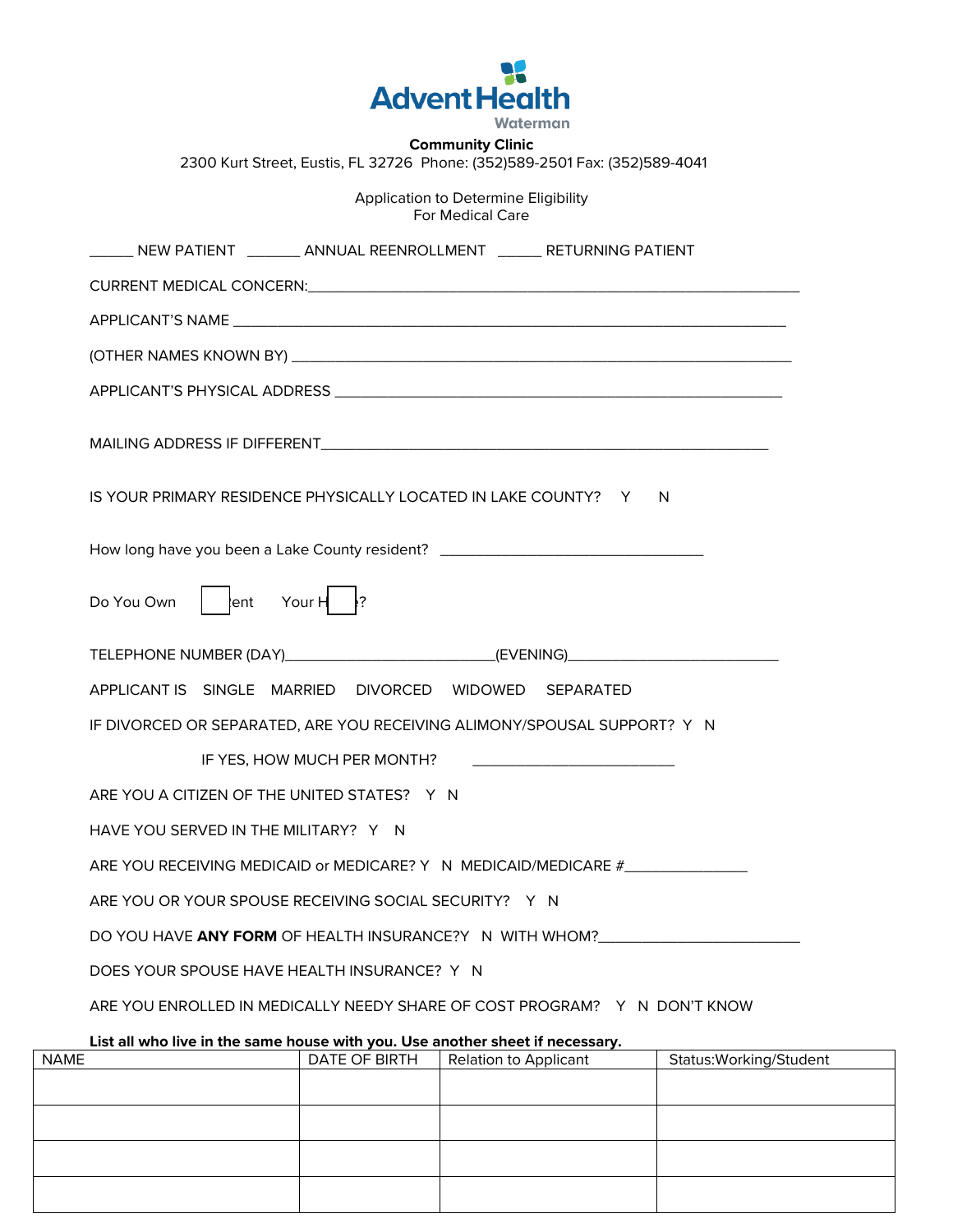**AdventHealth**
Waterman

**Community Clinic**
2300 Kurt Street, Eustis, FL 32726 Phone: (352)589-2501 Fax: (352)589-4041

Application to Determine Eligibility
For Medical Care

_____ NEW PATIENT _______ ANNUAL REENROLLMENT _____ RETURNING PATIENT

CURRENT MEDICAL CONCERN:_______________________________________________________________

APPLICANT'S NAME _______________________________________________________________

(OTHER NAMES KNOWN BY) _______________________________________________________________

APPLICANT'S PHYSICAL ADDRESS _______________________________________________________________

MAILING ADDRESS IF DIFFERENT_______________________________________________________________

IS YOUR PRIMARY RESIDENCE PHYSICALLY LOCATED IN LAKE COUNTY? Y N

How long have you been a Lake County resident? ________________________________

Do You Own ☐ ent Your H ☐ ?

TELEPHONE NUMBER (DAY)_________________________(EVENING)_________________________

APPLICANT IS SINGLE MARRIED DIVORCED WIDOWED SEPARATED

IF DIVORCED OR SEPARATED, ARE YOU RECEIVING ALIMONY/SPOUSAL SUPPORT? Y N

IF YES, HOW MUCH PER MONTH? ________________________

ARE YOU A CITIZEN OF THE UNITED STATES? Y N

HAVE YOU SERVED IN THE MILITARY? Y N

ARE YOU RECEIVING MEDICAID or MEDICARE? Y N MEDICAID/MEDICARE #_______________

ARE YOU OR YOUR SPOUSE RECEIVING SOCIAL SECURITY? Y N

DO YOU HAVE **ANY FORM** OF HEALTH INSURANCE?Y N WITH WHOM?________________________

DOES YOUR SPOUSE HAVE HEALTH INSURANCE? Y N

ARE YOU ENROLLED IN MEDICALLY NEEDY SHARE OF COST PROGRAM? Y N DON'T KNOW

**List all who live in the same house with you. Use another sheet if necessary.**

| NAME | DATE OF BIRTH | Relation to Applicant | Status:Working/Student |
|---|---|---|---|
| | | | |
| | | | |
| | | | |
| | | | |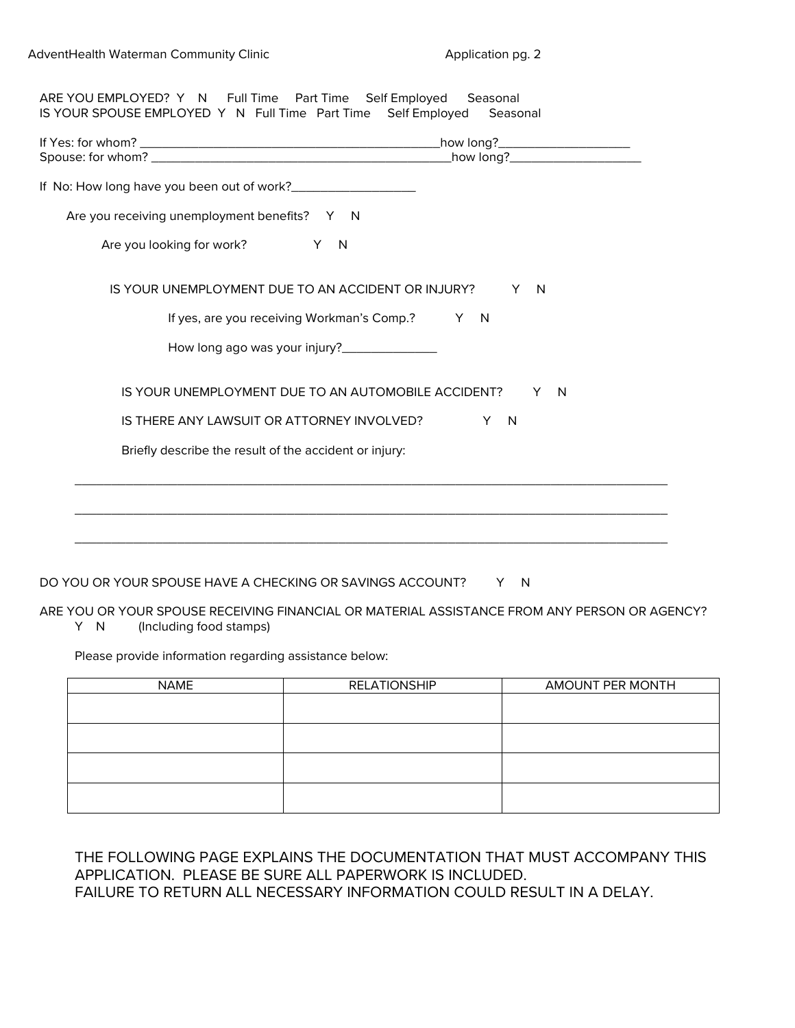ARE YOU EMPLOYED? Y N Full Time Part Time Self Employed Seasonal
IS YOUR SPOUSE EMPLOYED Y N Full Time Part Time Self Employed Seasonal

If Yes: for whom? ____________________________________________how long?___________________
Spouse: for whom? ____________________________________________how long?___________________

If No: How long have you been out of work?__________________

Are you receiving unemployment benefits? Y N

Are you looking for work? Y N

IS YOUR UNEMPLOYMENT DUE TO AN ACCIDENT OR INJURY? Y N

If yes, are you receiving Workman's Comp.? Y N

How long ago was your injury?______________

IS YOUR UNEMPLOYMENT DUE TO AN AUTOMOBILE ACCIDENT? Y N

IS THERE ANY LAWSUIT OR ATTORNEY INVOLVED? Y N

Briefly describe the result of the accident or injury:

______________________________________________________________________________________

______________________________________________________________________________________

______________________________________________________________________________________

DO YOU OR YOUR SPOUSE HAVE A CHECKING OR SAVINGS ACCOUNT? Y N

ARE YOU OR YOUR SPOUSE RECEIVING FINANCIAL OR MATERIAL ASSISTANCE FROM ANY PERSON OR AGENCY?
Y N (Including food stamps)

Please provide information regarding assistance below:

| NAME | RELATIONSHIP | AMOUNT PER MONTH |
|---|---|---|
| | | |
| | | |
| | | |
| | | |

THE FOLLOWING PAGE EXPLAINS THE DOCUMENTATION THAT MUST ACCOMPANY THIS APPLICATION. PLEASE BE SURE ALL PAPERWORK IS INCLUDED.
FAILURE TO RETURN ALL NECESSARY INFORMATION COULD RESULT IN A DELAY.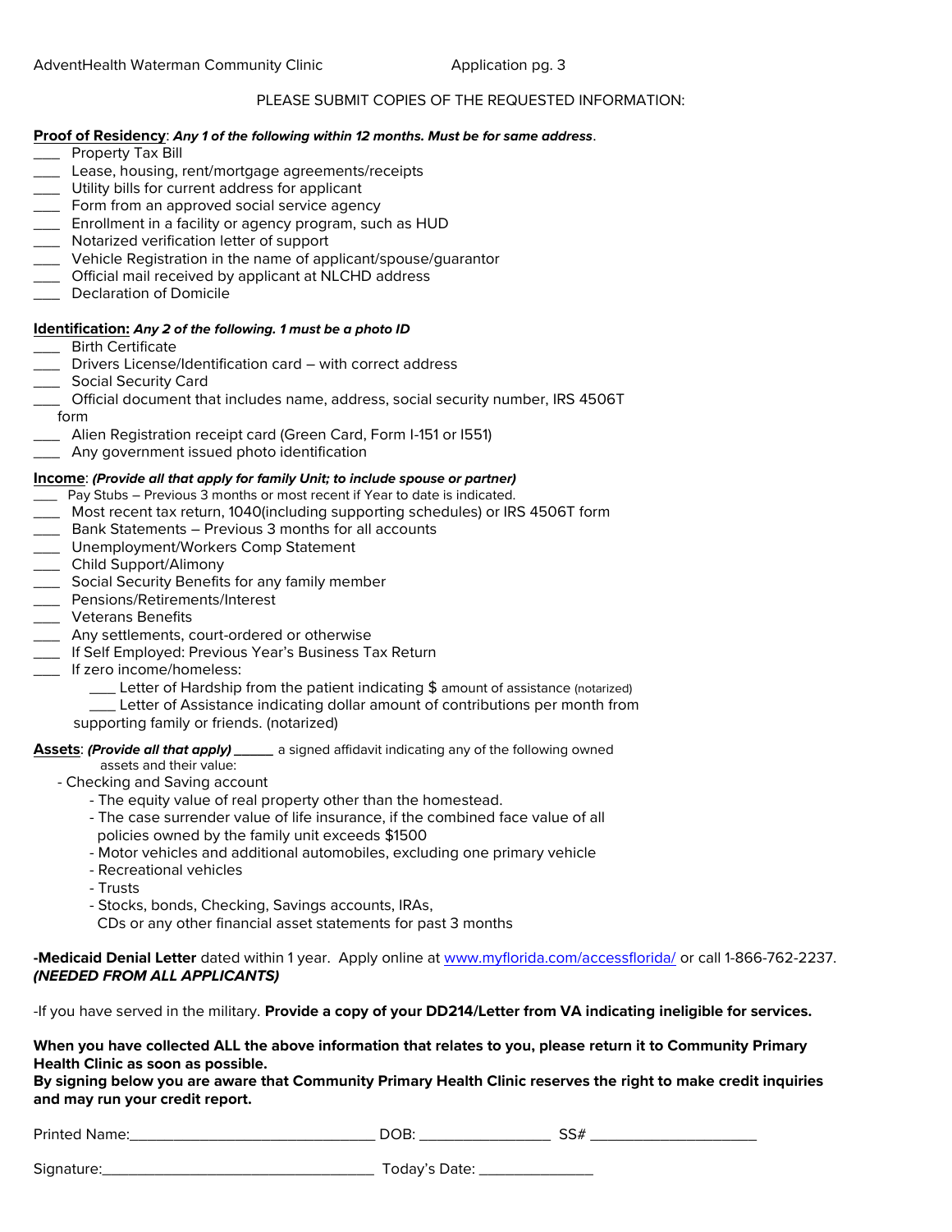AdventHealth Waterman Community Clinic Application pg. 3

PLEASE SUBMIT COPIES OF THE REQUESTED INFORMATION:

**Proof of Residency**: ***Any 1 of the following within 12 months. Must be for same address***.

- ___ Property Tax Bill
- ___ Lease, housing, rent/mortgage agreements/receipts
- ___ Utility bills for current address for applicant
- ___ Form from an approved social service agency
- ___ Enrollment in a facility or agency program, such as HUD
- ___ Notarized verification letter of support
- ___ Vehicle Registration in the name of applicant/spouse/guarantor
- ___ Official mail received by applicant at NLCHD address
- ___ Declaration of Domicile

**Identification:** ***Any 2 of the following. 1 must be a photo ID***

- ___ Birth Certificate
- ___ Drivers License/Identification card – with correct address
- ___ Social Security Card
- ___ Official document that includes name, address, social security number, IRS 4506T form
- ___ Alien Registration receipt card (Green Card, Form I-151 or I551)
- ___ Any government issued photo identification

**Income**: ***(Provide all that apply for family Unit; to include spouse or partner)***

- ___ Pay Stubs – Previous 3 months or most recent if Year to date is indicated.
- ___ Most recent tax return, 1040(including supporting schedules) or IRS 4506T form
- ___ Bank Statements – Previous 3 months for all accounts
- ___ Unemployment/Workers Comp Statement
- ___ Child Support/Alimony
- ___ Social Security Benefits for any family member
- ___ Pensions/Retirements/Interest
- ___ Veterans Benefits
- ___ Any settlements, court-ordered or otherwise
- ___ If Self Employed: Previous Year's Business Tax Return
- ___ If zero income/homeless:
  - ___ Letter of Hardship from the patient indicating $ amount of assistance (notarized)
  - ___ Letter of Assistance indicating dollar amount of contributions per month from supporting family or friends. (notarized)

**Assets**: ***(Provide all that apply)*** _____ a signed affidavit indicating any of the following owned assets and their value:

- Checking and Saving account
  - The equity value of real property other than the homestead.
  - The case surrender value of life insurance, if the combined face value of all policies owned by the family unit exceeds $1500
  - Motor vehicles and additional automobiles, excluding one primary vehicle
  - Recreational vehicles
  - Trusts
  - Stocks, bonds, Checking, Savings accounts, IRAs, CDs or any other financial asset statements for past 3 months

**-Medicaid Denial Letter** dated within 1 year. Apply online at www.myflorida.com/accessflorida/ or call 1-866-762-2237. ***(NEEDED FROM ALL APPLICANTS)***

-If you have served in the military. **Provide a copy of your DD214/Letter from VA indicating ineligible for services.**

**When you have collected ALL the above information that relates to you, please return it to Community Primary Health Clinic as soon as possible.**
**By signing below you are aware that Community Primary Health Clinic reserves the right to make credit inquiries and may run your credit report.**

Printed Name:_____________________________ DOB: ________________ SS# ____________________

Signature:_________________________________ Today's Date: ______________